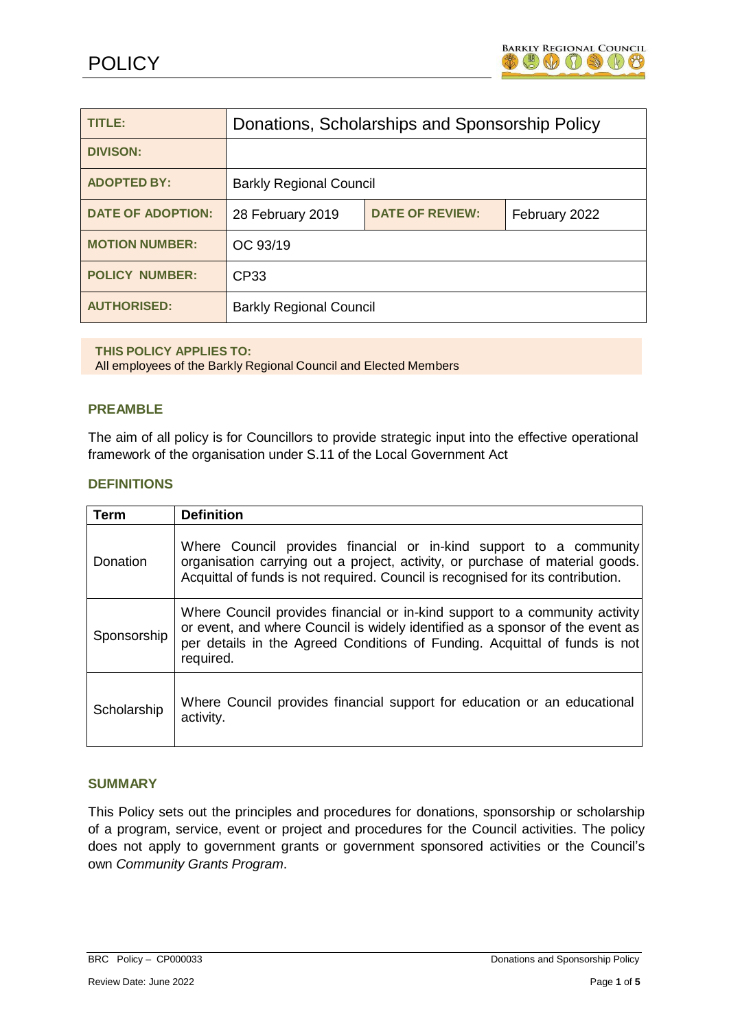# POLICY

| TITLE: | Donations, Scholarships and Sponsorship Policy | | |
|---|---|---|---|
| DIVISON: | | | |
| ADOPTED BY: | Barkly Regional Council | | |
| DATE OF ADOPTION: | 28 February 2019 | DATE OF REVIEW: | February 2022 |
| MOTION NUMBER: | OC 93/19 | | |
| POLICY NUMBER: | CP33 | | |
| AUTHORISED: | Barkly Regional Council | | |

**THIS POLICY APPLIES TO:**
All employees of the Barkly Regional Council and Elected Members

## PREAMBLE

The aim of all policy is for Councillors to provide strategic input into the effective operational framework of the organisation under S.11 of the Local Government Act

## DEFINITIONS

| Term | Definition |
|---|---|
| Donation | Where Council provides financial or in-kind support to a community organisation carrying out a project, activity, or purchase of material goods. Acquittal of funds is not required. Council is recognised for its contribution. |
| Sponsorship | Where Council provides financial or in-kind support to a community activity or event, and where Council is widely identified as a sponsor of the event as per details in the Agreed Conditions of Funding. Acquittal of funds is not required. |
| Scholarship | Where Council provides financial support for education or an educational activity. |

## SUMMARY

This Policy sets out the principles and procedures for donations, sponsorship or scholarship of a program, service, event or project and procedures for the Council activities. The policy does not apply to government grants or government sponsored activities or the Council's own *Community Grants Program*.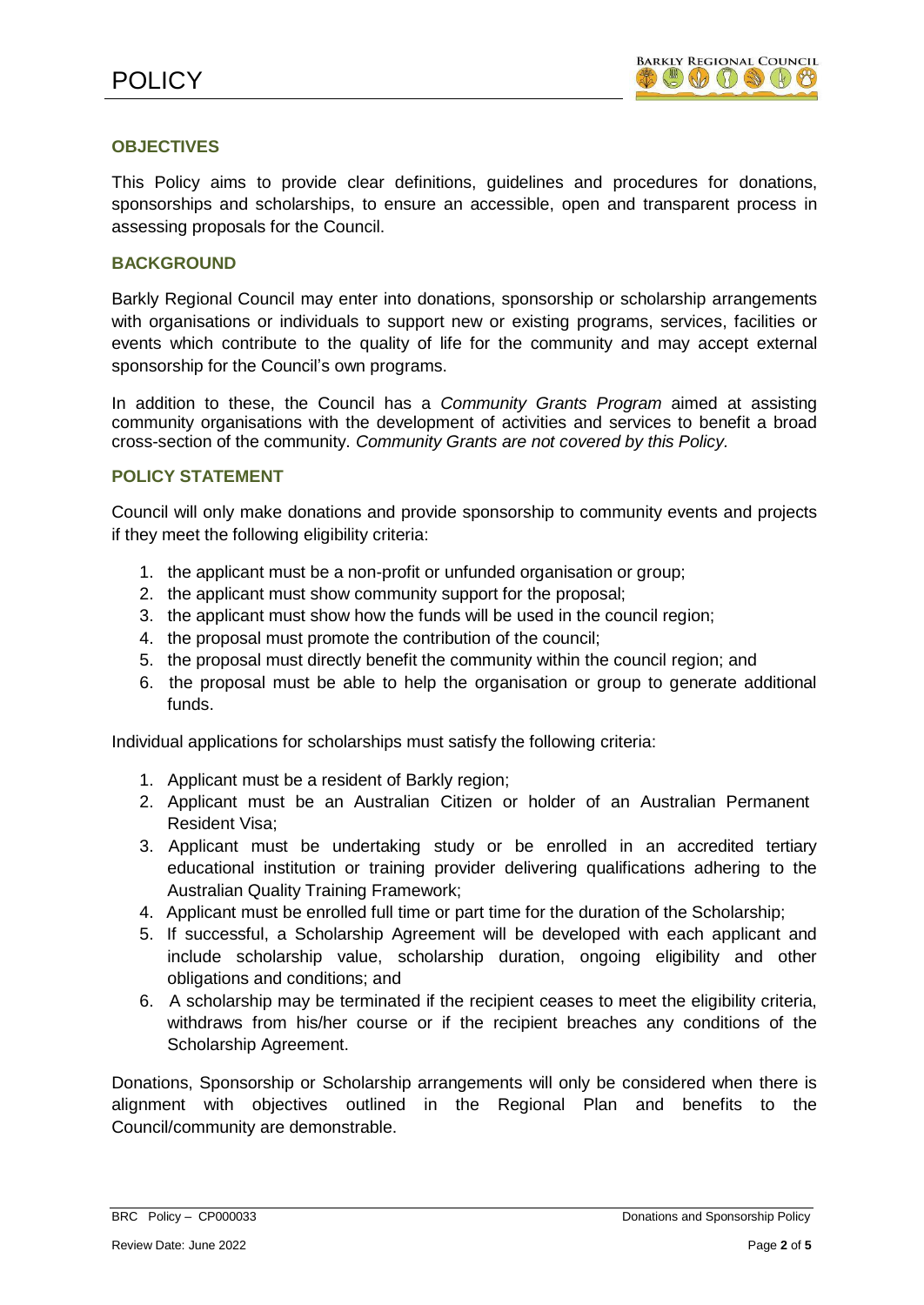## OBJECTIVES

This Policy aims to provide clear definitions, guidelines and procedures for donations, sponsorships and scholarships, to ensure an accessible, open and transparent process in assessing proposals for the Council.

## BACKGROUND

Barkly Regional Council may enter into donations, sponsorship or scholarship arrangements with organisations or individuals to support new or existing programs, services, facilities or events which contribute to the quality of life for the community and may accept external sponsorship for the Council's own programs.

In addition to these, the Council has a *Community Grants Program* aimed at assisting community organisations with the development of activities and services to benefit a broad cross-section of the community. *Community Grants are not covered by this Policy.*

## POLICY STATEMENT

Council will only make donations and provide sponsorship to community events and projects if they meet the following eligibility criteria:

1. the applicant must be a non-profit or unfunded organisation or group;
2. the applicant must show community support for the proposal;
3. the applicant must show how the funds will be used in the council region;
4. the proposal must promote the contribution of the council;
5. the proposal must directly benefit the community within the council region; and
6. the proposal must be able to help the organisation or group to generate additional funds.

Individual applications for scholarships must satisfy the following criteria:

1. Applicant must be a resident of Barkly region;
2. Applicant must be an Australian Citizen or holder of an Australian Permanent Resident Visa;
3. Applicant must be undertaking study or be enrolled in an accredited tertiary educational institution or training provider delivering qualifications adhering to the Australian Quality Training Framework;
4. Applicant must be enrolled full time or part time for the duration of the Scholarship;
5. If successful, a Scholarship Agreement will be developed with each applicant and include scholarship value, scholarship duration, ongoing eligibility and other obligations and conditions; and
6. A scholarship may be terminated if the recipient ceases to meet the eligibility criteria, withdraws from his/her course or if the recipient breaches any conditions of the Scholarship Agreement.

Donations, Sponsorship or Scholarship arrangements will only be considered when there is alignment with objectives outlined in the Regional Plan and benefits to the Council/community are demonstrable.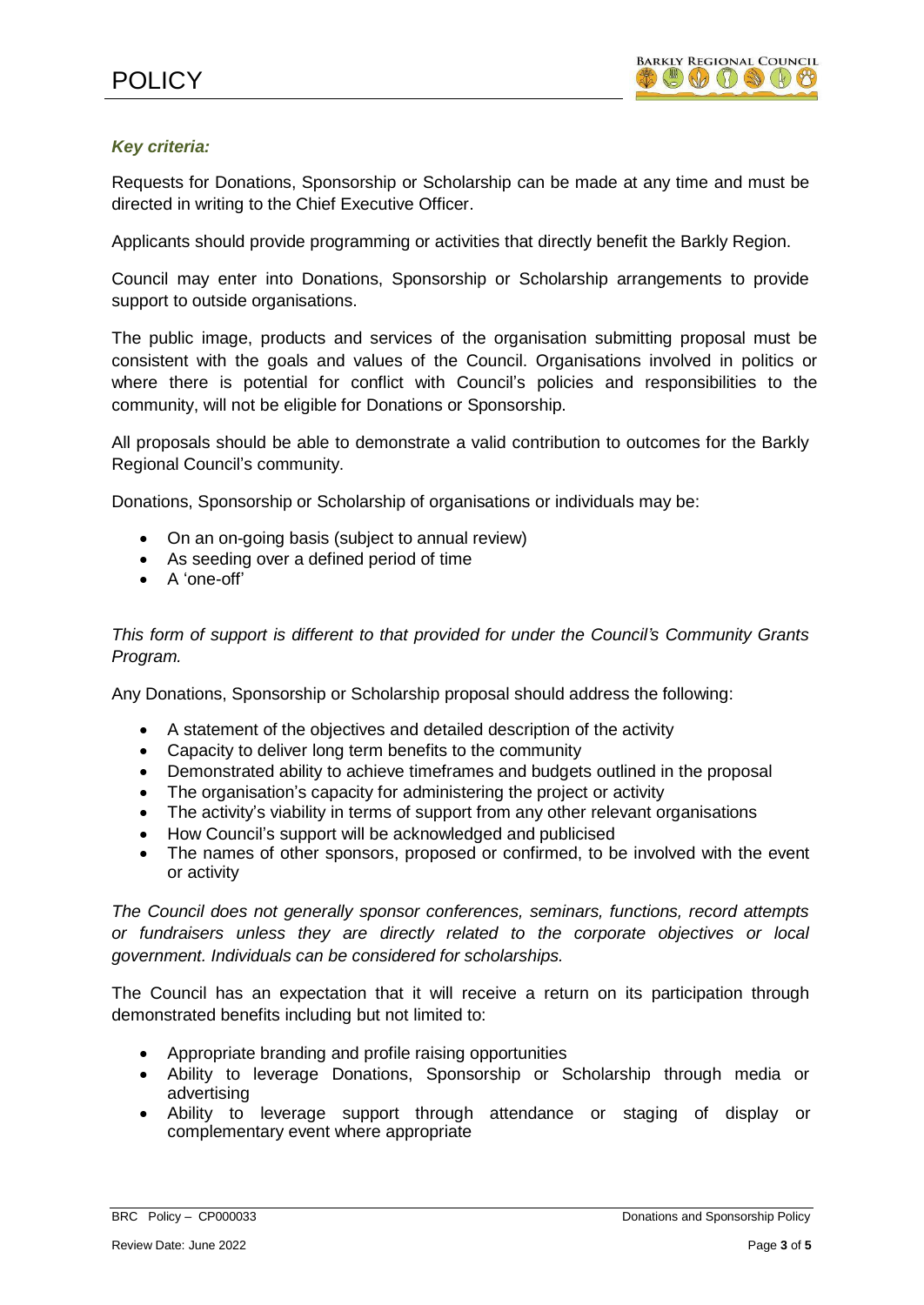***Key criteria:***

Requests for Donations, Sponsorship or Scholarship can be made at any time and must be directed in writing to the Chief Executive Officer.

Applicants should provide programming or activities that directly benefit the Barkly Region.

Council may enter into Donations, Sponsorship or Scholarship arrangements to provide support to outside organisations.

The public image, products and services of the organisation submitting proposal must be consistent with the goals and values of the Council. Organisations involved in politics or where there is potential for conflict with Council's policies and responsibilities to the community, will not be eligible for Donations or Sponsorship.

All proposals should be able to demonstrate a valid contribution to outcomes for the Barkly Regional Council's community.

Donations, Sponsorship or Scholarship of organisations or individuals may be:

- On an on-going basis (subject to annual review)
- As seeding over a defined period of time
- A 'one-off'

*This form of support is different to that provided for under the Council's Community Grants Program.*

Any Donations, Sponsorship or Scholarship proposal should address the following:

- A statement of the objectives and detailed description of the activity
- Capacity to deliver long term benefits to the community
- Demonstrated ability to achieve timeframes and budgets outlined in the proposal
- The organisation's capacity for administering the project or activity
- The activity's viability in terms of support from any other relevant organisations
- How Council's support will be acknowledged and publicised
- The names of other sponsors, proposed or confirmed, to be involved with the event or activity

*The Council does not generally sponsor conferences, seminars, functions, record attempts or fundraisers unless they are directly related to the corporate objectives or local government. Individuals can be considered for scholarships.*

The Council has an expectation that it will receive a return on its participation through demonstrated benefits including but not limited to:

- Appropriate branding and profile raising opportunities
- Ability to leverage Donations, Sponsorship or Scholarship through media or advertising
- Ability to leverage support through attendance or staging of display or complementary event where appropriate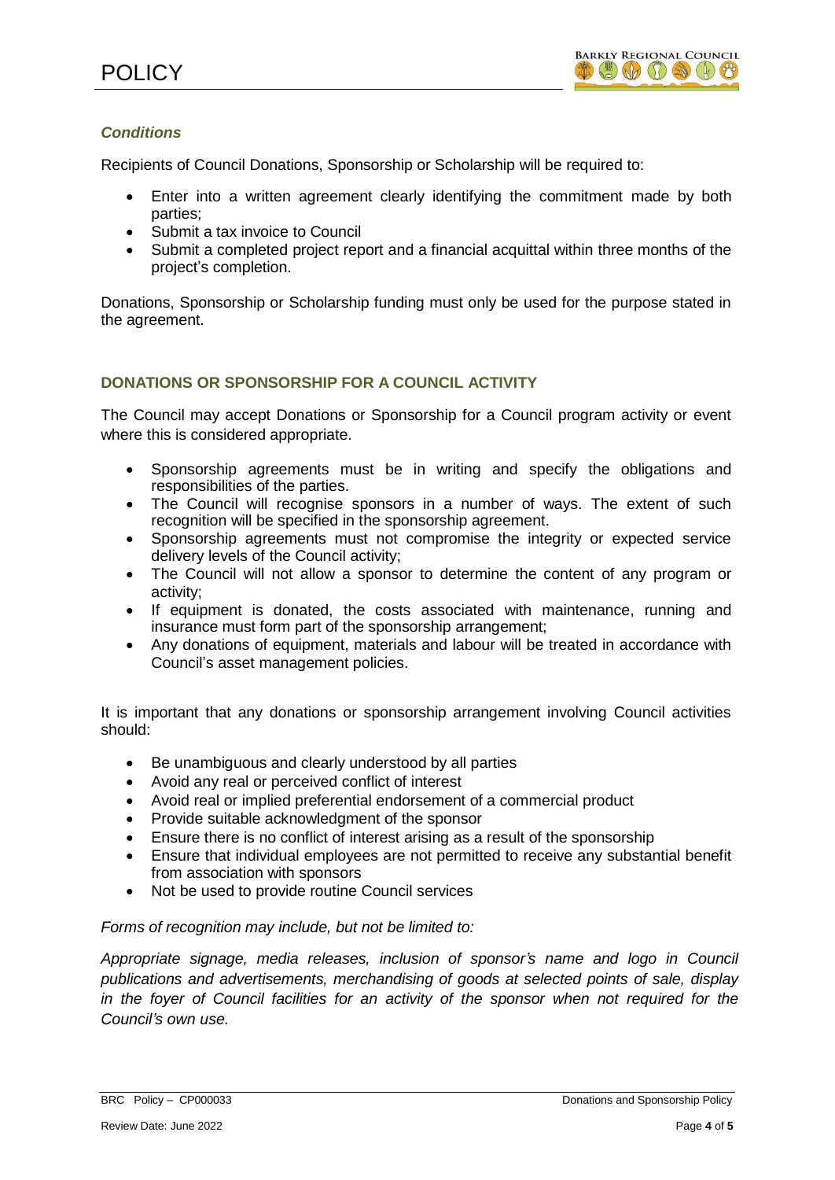### *Conditions*

Recipients of Council Donations, Sponsorship or Scholarship will be required to:

- Enter into a written agreement clearly identifying the commitment made by both parties;
- Submit a tax invoice to Council
- Submit a completed project report and a financial acquittal within three months of the project's completion.

Donations, Sponsorship or Scholarship funding must only be used for the purpose stated in the agreement.

## DONATIONS OR SPONSORSHIP FOR A COUNCIL ACTIVITY

The Council may accept Donations or Sponsorship for a Council program activity or event where this is considered appropriate.

- Sponsorship agreements must be in writing and specify the obligations and responsibilities of the parties.
- The Council will recognise sponsors in a number of ways. The extent of such recognition will be specified in the sponsorship agreement.
- Sponsorship agreements must not compromise the integrity or expected service delivery levels of the Council activity;
- The Council will not allow a sponsor to determine the content of any program or activity;
- If equipment is donated, the costs associated with maintenance, running and insurance must form part of the sponsorship arrangement;
- Any donations of equipment, materials and labour will be treated in accordance with Council's asset management policies.

It is important that any donations or sponsorship arrangement involving Council activities should:

- Be unambiguous and clearly understood by all parties
- Avoid any real or perceived conflict of interest
- Avoid real or implied preferential endorsement of a commercial product
- Provide suitable acknowledgment of the sponsor
- Ensure there is no conflict of interest arising as a result of the sponsorship
- Ensure that individual employees are not permitted to receive any substantial benefit from association with sponsors
- Not be used to provide routine Council services

*Forms of recognition may include, but not be limited to:*

*Appropriate signage, media releases, inclusion of sponsor's name and logo in Council publications and advertisements, merchandising of goods at selected points of sale, display in the foyer of Council facilities for an activity of the sponsor when not required for the Council's own use.*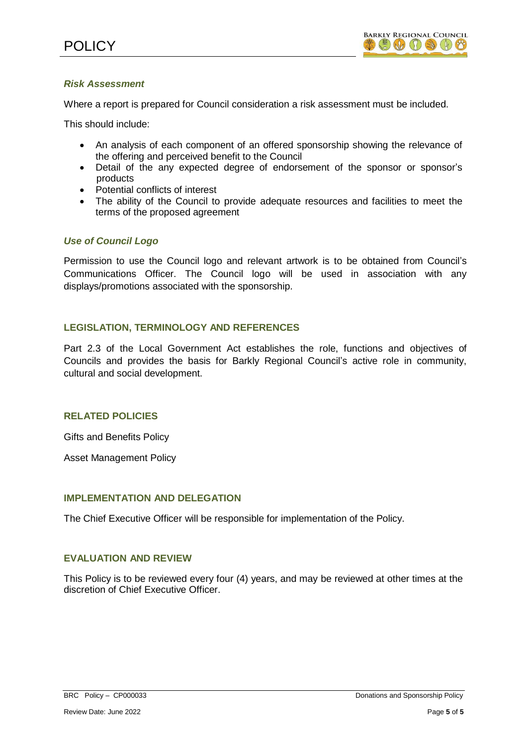### *Risk Assessment*

Where a report is prepared for Council consideration a risk assessment must be included.

This should include:

- An analysis of each component of an offered sponsorship showing the relevance of the offering and perceived benefit to the Council
- Detail of the any expected degree of endorsement of the sponsor or sponsor's products
- Potential conflicts of interest
- The ability of the Council to provide adequate resources and facilities to meet the terms of the proposed agreement

### *Use of Council Logo*

Permission to use the Council logo and relevant artwork is to be obtained from Council's Communications Officer. The Council logo will be used in association with any displays/promotions associated with the sponsorship.

## LEGISLATION, TERMINOLOGY AND REFERENCES

Part 2.3 of the Local Government Act establishes the role, functions and objectives of Councils and provides the basis for Barkly Regional Council's active role in community, cultural and social development.

## RELATED POLICIES

Gifts and Benefits Policy

Asset Management Policy

## IMPLEMENTATION AND DELEGATION

The Chief Executive Officer will be responsible for implementation of the Policy.

## EVALUATION AND REVIEW

This Policy is to be reviewed every four (4) years, and may be reviewed at other times at the discretion of Chief Executive Officer.